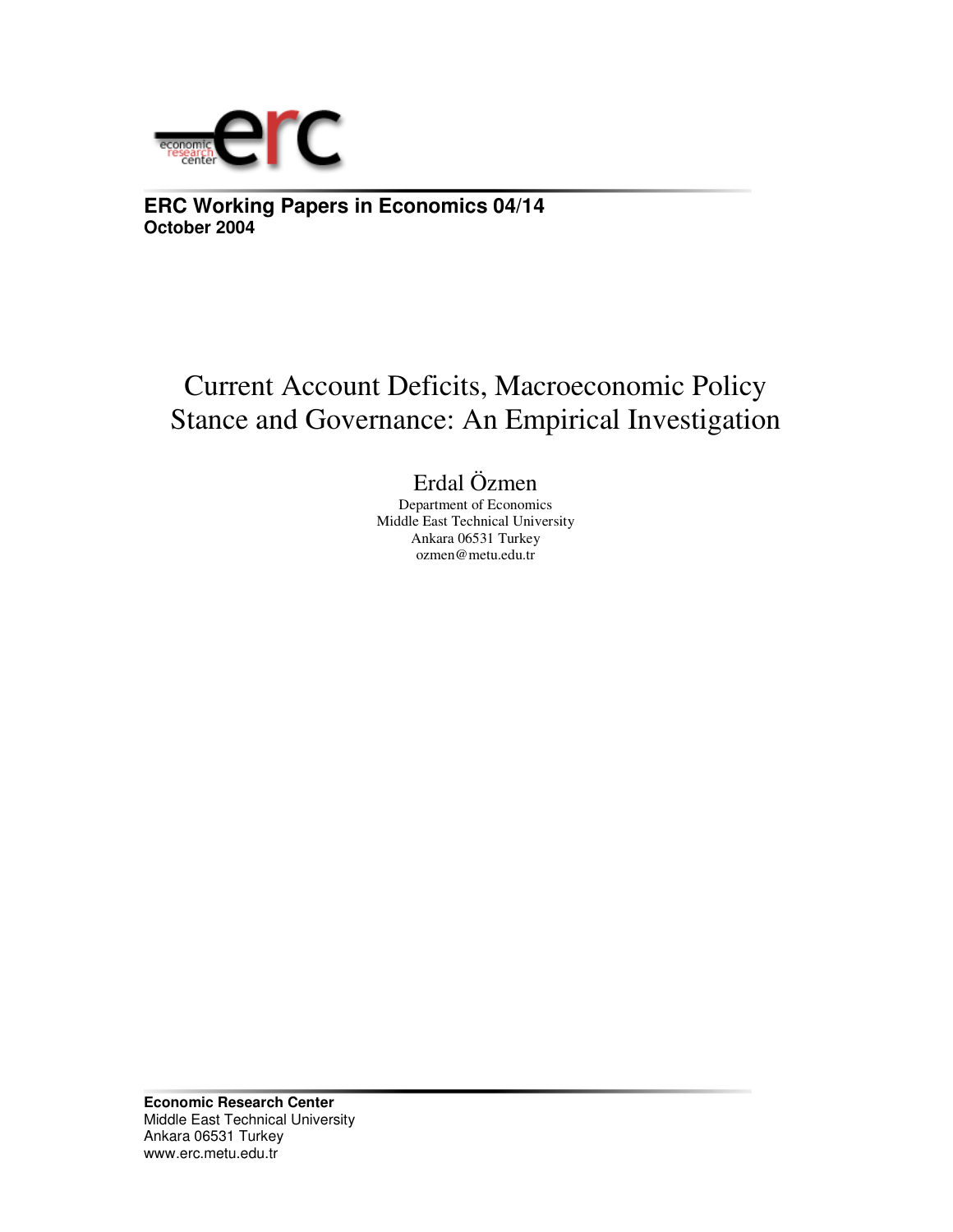**ERC Working Papers in Economics 04/14**
**October 2004**

# Current Account Deficits, Macroeconomic Policy Stance and Governance: An Empirical Investigation

Erdal Özmen

Department of Economics
Middle East Technical University
Ankara 06531 Turkey
ozmen@metu.edu.tr

**Economic Research Center**
Middle East Technical University
Ankara 06531 Turkey
www.erc.metu.edu.tr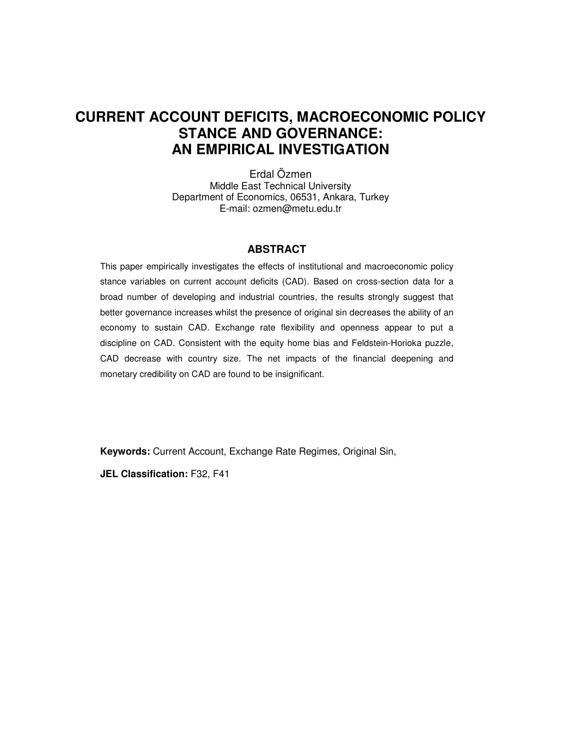# CURRENT ACCOUNT DEFICITS, MACROECONOMIC POLICY STANCE AND GOVERNANCE: AN EMPIRICAL INVESTIGATION

Erdal Özmen
Middle East Technical University
Department of Economics, 06531, Ankara, Turkey
E-mail: ozmen@metu.edu.tr

## ABSTRACT

This paper empirically investigates the effects of institutional and macroeconomic policy stance variables on current account deficits (CAD). Based on cross-section data for a broad number of developing and industrial countries, the results strongly suggest that better governance increases whilst the presence of original sin decreases the ability of an economy to sustain CAD. Exchange rate flexibility and openness appear to put a discipline on CAD. Consistent with the equity home bias and Feldstein-Horioka puzzle, CAD decrease with country size. The net impacts of the financial deepening and monetary credibility on CAD are found to be insignificant.

**Keywords:** Current Account, Exchange Rate Regimes, Original Sin,

**JEL Classification:** F32, F41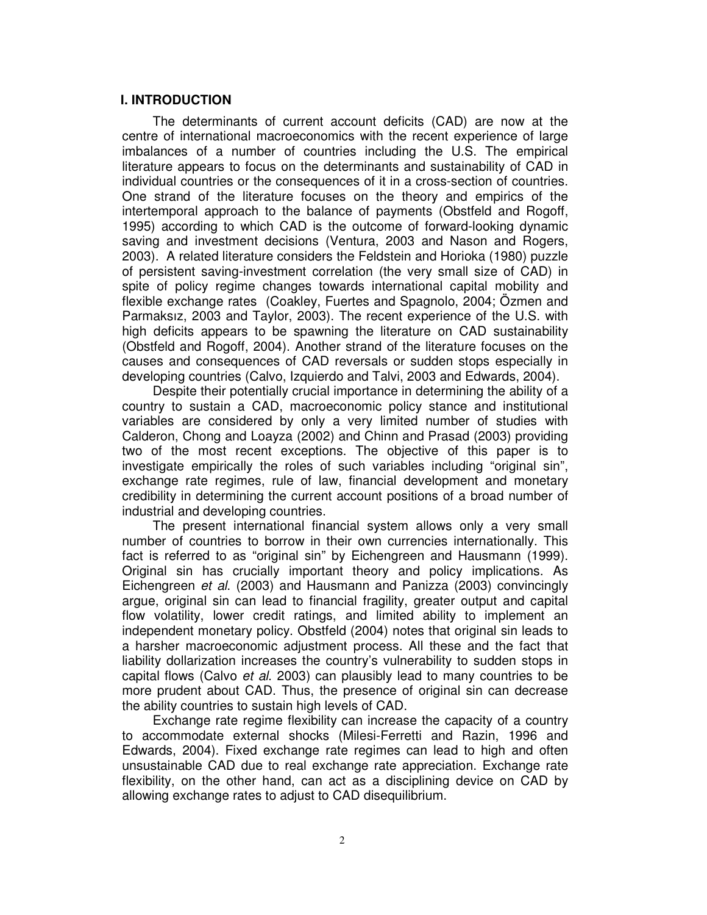## I. INTRODUCTION

The determinants of current account deficits (CAD) are now at the centre of international macroeconomics with the recent experience of large imbalances of a number of countries including the U.S. The empirical literature appears to focus on the determinants and sustainability of CAD in individual countries or the consequences of it in a cross-section of countries. One strand of the literature focuses on the theory and empirics of the intertemporal approach to the balance of payments (Obstfeld and Rogoff, 1995) according to which CAD is the outcome of forward-looking dynamic saving and investment decisions (Ventura, 2003 and Nason and Rogers, 2003). A related literature considers the Feldstein and Horioka (1980) puzzle of persistent saving-investment correlation (the very small size of CAD) in spite of policy regime changes towards international capital mobility and flexible exchange rates (Coakley, Fuertes and Spagnolo, 2004; Özmen and Parmaksız, 2003 and Taylor, 2003). The recent experience of the U.S. with high deficits appears to be spawning the literature on CAD sustainability (Obstfeld and Rogoff, 2004). Another strand of the literature focuses on the causes and consequences of CAD reversals or sudden stops especially in developing countries (Calvo, Izquierdo and Talvi, 2003 and Edwards, 2004).

Despite their potentially crucial importance in determining the ability of a country to sustain a CAD, macroeconomic policy stance and institutional variables are considered by only a very limited number of studies with Calderon, Chong and Loayza (2002) and Chinn and Prasad (2003) providing two of the most recent exceptions. The objective of this paper is to investigate empirically the roles of such variables including "original sin", exchange rate regimes, rule of law, financial development and monetary credibility in determining the current account positions of a broad number of industrial and developing countries.

The present international financial system allows only a very small number of countries to borrow in their own currencies internationally. This fact is referred to as "original sin" by Eichengreen and Hausmann (1999). Original sin has crucially important theory and policy implications. As Eichengreen *et al*. (2003) and Hausmann and Panizza (2003) convincingly argue, original sin can lead to financial fragility, greater output and capital flow volatility, lower credit ratings, and limited ability to implement an independent monetary policy. Obstfeld (2004) notes that original sin leads to a harsher macroeconomic adjustment process. All these and the fact that liability dollarization increases the country's vulnerability to sudden stops in capital flows (Calvo *et al*. 2003) can plausibly lead to many countries to be more prudent about CAD. Thus, the presence of original sin can decrease the ability countries to sustain high levels of CAD.

Exchange rate regime flexibility can increase the capacity of a country to accommodate external shocks (Milesi-Ferretti and Razin, 1996 and Edwards, 2004). Fixed exchange rate regimes can lead to high and often unsustainable CAD due to real exchange rate appreciation. Exchange rate flexibility, on the other hand, can act as a disciplining device on CAD by allowing exchange rates to adjust to CAD disequilibrium.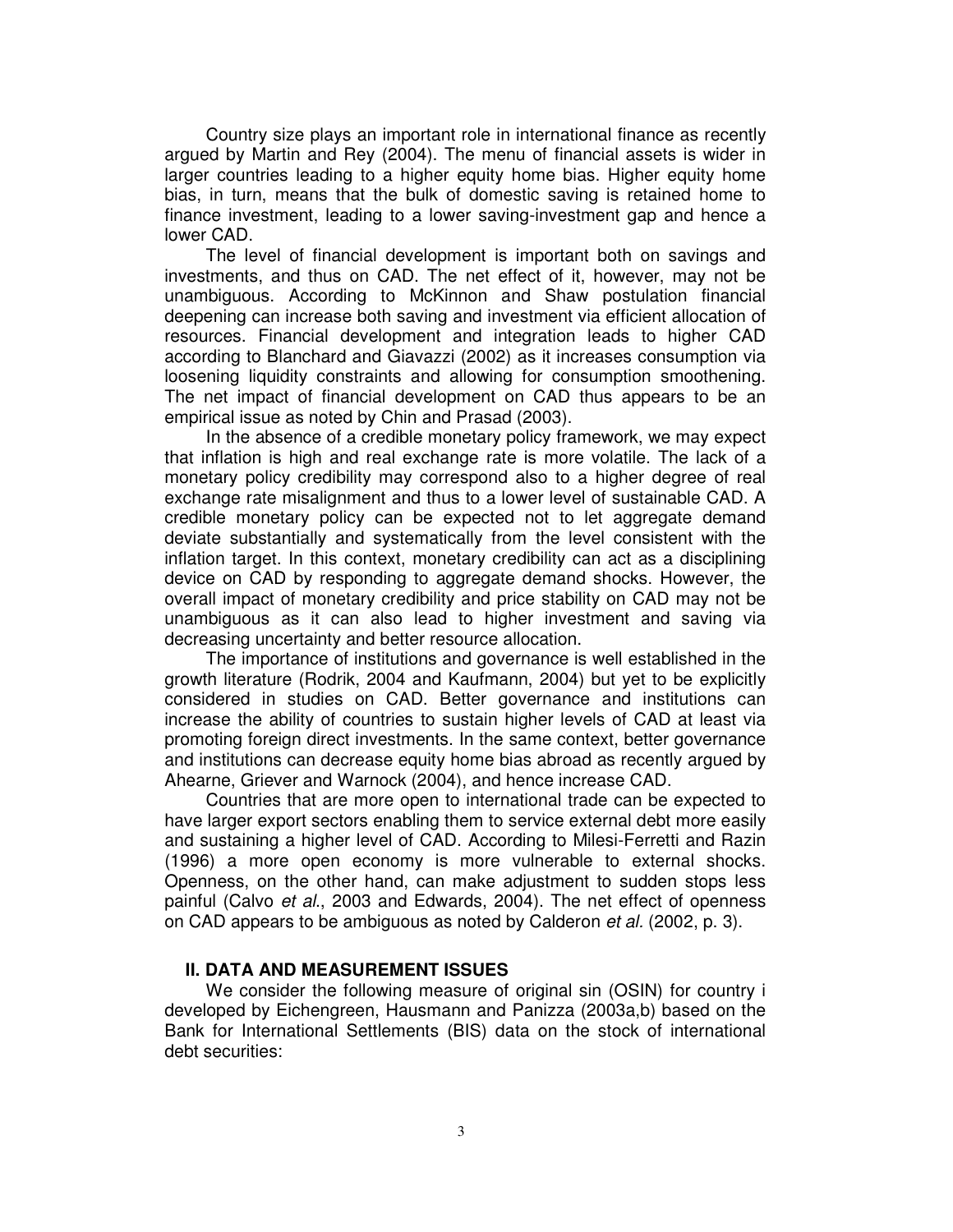Country size plays an important role in international finance as recently argued by Martin and Rey (2004). The menu of financial assets is wider in larger countries leading to a higher equity home bias. Higher equity home bias, in turn, means that the bulk of domestic saving is retained home to finance investment, leading to a lower saving-investment gap and hence a lower CAD.

The level of financial development is important both on savings and investments, and thus on CAD. The net effect of it, however, may not be unambiguous. According to McKinnon and Shaw postulation financial deepening can increase both saving and investment via efficient allocation of resources. Financial development and integration leads to higher CAD according to Blanchard and Giavazzi (2002) as it increases consumption via loosening liquidity constraints and allowing for consumption smoothening. The net impact of financial development on CAD thus appears to be an empirical issue as noted by Chin and Prasad (2003).

In the absence of a credible monetary policy framework, we may expect that inflation is high and real exchange rate is more volatile. The lack of a monetary policy credibility may correspond also to a higher degree of real exchange rate misalignment and thus to a lower level of sustainable CAD. A credible monetary policy can be expected not to let aggregate demand deviate substantially and systematically from the level consistent with the inflation target. In this context, monetary credibility can act as a disciplining device on CAD by responding to aggregate demand shocks. However, the overall impact of monetary credibility and price stability on CAD may not be unambiguous as it can also lead to higher investment and saving via decreasing uncertainty and better resource allocation.

The importance of institutions and governance is well established in the growth literature (Rodrik, 2004 and Kaufmann, 2004) but yet to be explicitly considered in studies on CAD. Better governance and institutions can increase the ability of countries to sustain higher levels of CAD at least via promoting foreign direct investments. In the same context, better governance and institutions can decrease equity home bias abroad as recently argued by Ahearne, Griever and Warnock (2004), and hence increase CAD.

Countries that are more open to international trade can be expected to have larger export sectors enabling them to service external debt more easily and sustaining a higher level of CAD. According to Milesi-Ferretti and Razin (1996) a more open economy is more vulnerable to external shocks. Openness, on the other hand, can make adjustment to sudden stops less painful (Calvo *et al*., 2003 and Edwards, 2004). The net effect of openness on CAD appears to be ambiguous as noted by Calderon *et al*. (2002, p. 3).

## II. DATA AND MEASUREMENT ISSUES

We consider the following measure of original sin (OSIN) for country i developed by Eichengreen, Hausmann and Panizza (2003a,b) based on the Bank for International Settlements (BIS) data on the stock of international debt securities: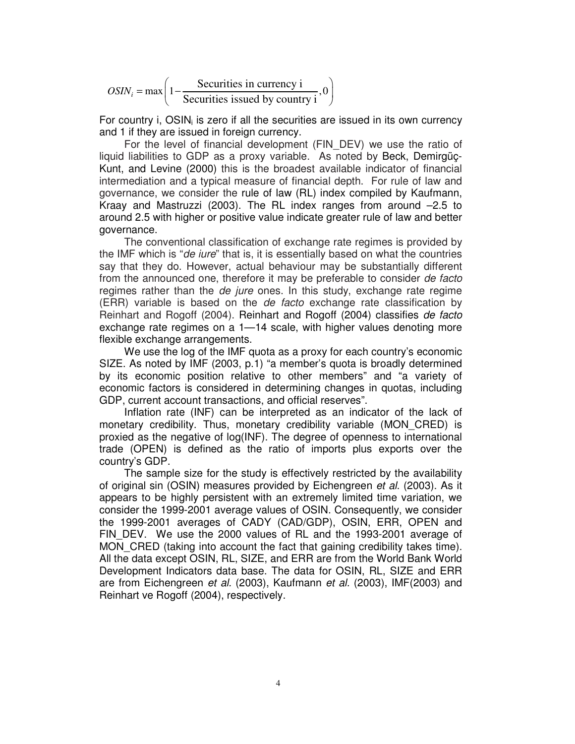$$OSIN_i = \max\left(1 - \frac{\text{Securities in currency i}}{\text{Securities issued by country i}}, 0\right)$$

For country i, $OSIN_i$ is zero if all the securities are issued in its own currency and 1 if they are issued in foreign currency.

For the level of financial development (FIN_DEV) we use the ratio of liquid liabilities to GDP as a proxy variable. As noted by Beck, Demirgüç-Kunt, and Levine (2000) this is the broadest available indicator of financial intermediation and a typical measure of financial depth. For rule of law and governance, we consider the rule of law (RL) index compiled by Kaufmann, Kraay and Mastruzzi (2003). The RL index ranges from around –2.5 to around 2.5 with higher or positive value indicate greater rule of law and better governance.

The conventional classification of exchange rate regimes is provided by the IMF which is "*de iure*" that is, it is essentially based on what the countries say that they do. However, actual behaviour may be substantially different from the announced one, therefore it may be preferable to consider *de facto* regimes rather than the *de jure* ones. In this study, exchange rate regime (ERR) variable is based on the *de facto* exchange rate classification by Reinhart and Rogoff (2004). Reinhart and Rogoff (2004) classifies *de facto* exchange rate regimes on a 1—14 scale, with higher values denoting more flexible exchange arrangements.

We use the log of the IMF quota as a proxy for each country's economic SIZE. As noted by IMF (2003, p.1) "a member's quota is broadly determined by its economic position relative to other members" and "a variety of economic factors is considered in determining changes in quotas, including GDP, current account transactions, and official reserves".

Inflation rate (INF) can be interpreted as an indicator of the lack of monetary credibility. Thus, monetary credibility variable (MON_CRED) is proxied as the negative of log(INF). The degree of openness to international trade (OPEN) is defined as the ratio of imports plus exports over the country's GDP.

The sample size for the study is effectively restricted by the availability of original sin (OSIN) measures provided by Eichengreen *et al.* (2003). As it appears to be highly persistent with an extremely limited time variation, we consider the 1999-2001 average values of OSIN. Consequently, we consider the 1999-2001 averages of CADY (CAD/GDP), OSIN, ERR, OPEN and FIN_DEV. We use the 2000 values of RL and the 1993-2001 average of MON_CRED (taking into account the fact that gaining credibility takes time). All the data except OSIN, RL, SIZE, and ERR are from the World Bank World Development Indicators data base. The data for OSIN, RL, SIZE and ERR are from Eichengreen *et al.* (2003), Kaufmann *et al.* (2003), IMF(2003) and Reinhart ve Rogoff (2004), respectively.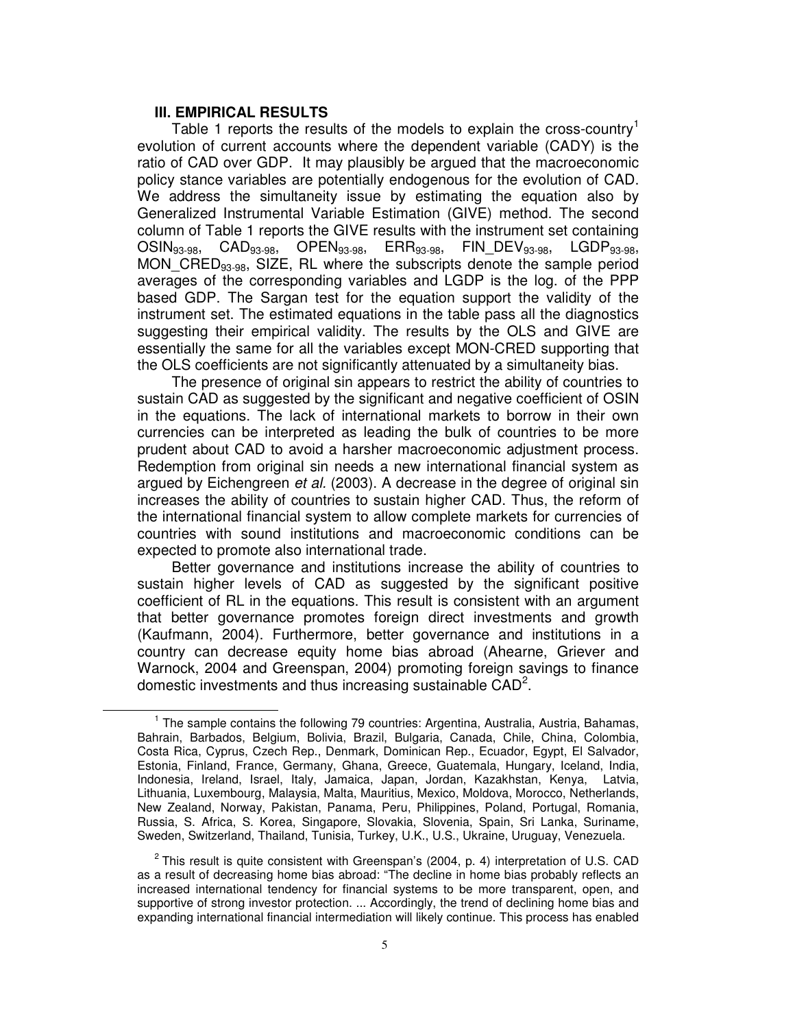### III. EMPIRICAL RESULTS

Table 1 reports the results of the models to explain the cross-country[1] evolution of current accounts where the dependent variable (CADY) is the ratio of CAD over GDP. It may plausibly be argued that the macroeconomic policy stance variables are potentially endogenous for the evolution of CAD. We address the simultaneity issue by estimating the equation also by Generalized Instrumental Variable Estimation (GIVE) method. The second column of Table 1 reports the GIVE results with the instrument set containing $OSIN_{93\text{-}98}$, $CAD_{93\text{-}98}$, $OPEN_{93\text{-}98}$, $ERR_{93\text{-}98}$, $FIN\_DEV_{93\text{-}98}$, $LGDP_{93\text{-}98}$, $MON\_CRED_{93\text{-}98}$, SIZE, RL where the subscripts denote the sample period averages of the corresponding variables and LGDP is the log. of the PPP based GDP. The Sargan test for the equation support the validity of the instrument set. The estimated equations in the table pass all the diagnostics suggesting their empirical validity. The results by the OLS and GIVE are essentially the same for all the variables except MON-CRED supporting that the OLS coefficients are not significantly attenuated by a simultaneity bias.

The presence of original sin appears to restrict the ability of countries to sustain CAD as suggested by the significant and negative coefficient of OSIN in the equations. The lack of international markets to borrow in their own currencies can be interpreted as leading the bulk of countries to be more prudent about CAD to avoid a harsher macroeconomic adjustment process. Redemption from original sin needs a new international financial system as argued by Eichengreen *et al.* (2003). A decrease in the degree of original sin increases the ability of countries to sustain higher CAD. Thus, the reform of the international financial system to allow complete markets for currencies of countries with sound institutions and macroeconomic conditions can be expected to promote also international trade.

Better governance and institutions increase the ability of countries to sustain higher levels of CAD as suggested by the significant positive coefficient of RL in the equations. This result is consistent with an argument that better governance promotes foreign direct investments and growth (Kaufmann, 2004). Furthermore, better governance and institutions in a country can decrease equity home bias abroad (Ahearne, Griever and Warnock, 2004 and Greenspan, 2004) promoting foreign savings to finance domestic investments and thus increasing sustainable CAD[2].

---

[1] The sample contains the following 79 countries: Argentina, Australia, Austria, Bahamas, Bahrain, Barbados, Belgium, Bolivia, Brazil, Bulgaria, Canada, Chile, China, Colombia, Costa Rica, Cyprus, Czech Rep., Denmark, Dominican Rep., Ecuador, Egypt, El Salvador, Estonia, Finland, France, Germany, Ghana, Greece, Guatemala, Hungary, Iceland, India, Indonesia, Ireland, Israel, Italy, Jamaica, Japan, Jordan, Kazakhstan, Kenya, Latvia, Lithuania, Luxembourg, Malaysia, Malta, Mauritius, Mexico, Moldova, Morocco, Netherlands, New Zealand, Norway, Pakistan, Panama, Peru, Philippines, Poland, Portugal, Romania, Russia, S. Africa, S. Korea, Singapore, Slovakia, Slovenia, Spain, Sri Lanka, Suriname, Sweden, Switzerland, Thailand, Tunisia, Turkey, U.K., U.S., Ukraine, Uruguay, Venezuela.

[2] This result is quite consistent with Greenspan's (2004, p. 4) interpretation of U.S. CAD as a result of decreasing home bias abroad: "The decline in home bias probably reflects an increased international tendency for financial systems to be more transparent, open, and supportive of strong investor protection. ... Accordingly, the trend of declining home bias and expanding international financial intermediation will likely continue. This process has enabled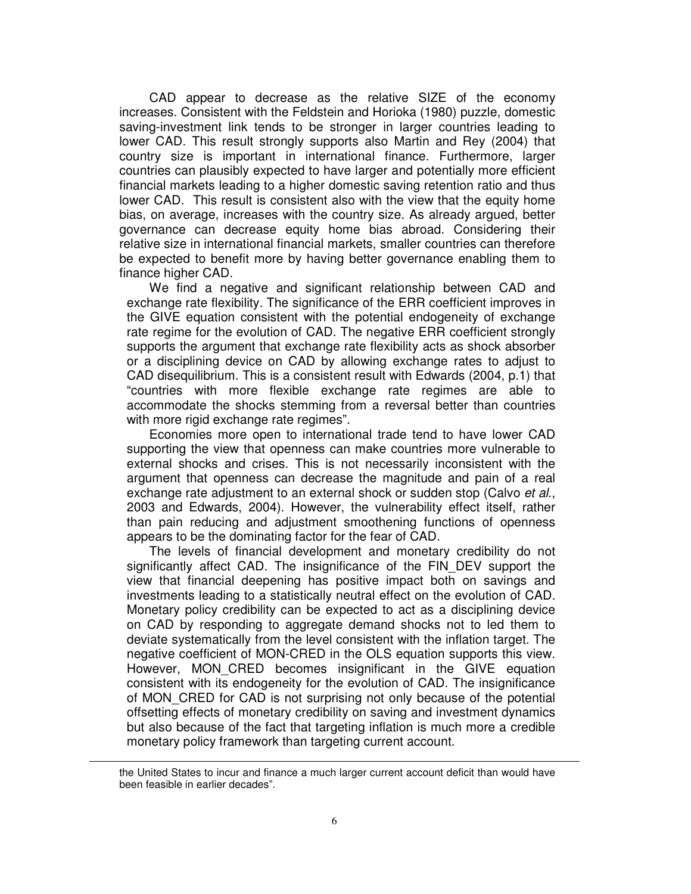CAD appear to decrease as the relative SIZE of the economy increases. Consistent with the Feldstein and Horioka (1980) puzzle, domestic saving-investment link tends to be stronger in larger countries leading to lower CAD. This result strongly supports also Martin and Rey (2004) that country size is important in international finance. Furthermore, larger countries can plausibly expected to have larger and potentially more efficient financial markets leading to a higher domestic saving retention ratio and thus lower CAD. This result is consistent also with the view that the equity home bias, on average, increases with the country size. As already argued, better governance can decrease equity home bias abroad. Considering their relative size in international financial markets, smaller countries can therefore be expected to benefit more by having better governance enabling them to finance higher CAD.

We find a negative and significant relationship between CAD and exchange rate flexibility. The significance of the ERR coefficient improves in the GIVE equation consistent with the potential endogeneity of exchange rate regime for the evolution of CAD. The negative ERR coefficient strongly supports the argument that exchange rate flexibility acts as shock absorber or a disciplining device on CAD by allowing exchange rates to adjust to CAD disequilibrium. This is a consistent result with Edwards (2004, p.1) that "countries with more flexible exchange rate regimes are able to accommodate the shocks stemming from a reversal better than countries with more rigid exchange rate regimes".

Economies more open to international trade tend to have lower CAD supporting the view that openness can make countries more vulnerable to external shocks and crises. This is not necessarily inconsistent with the argument that openness can decrease the magnitude and pain of a real exchange rate adjustment to an external shock or sudden stop (Calvo *et al.*, 2003 and Edwards, 2004). However, the vulnerability effect itself, rather than pain reducing and adjustment smoothening functions of openness appears to be the dominating factor for the fear of CAD.

The levels of financial development and monetary credibility do not significantly affect CAD. The insignificance of the FIN_DEV support the view that financial deepening has positive impact both on savings and investments leading to a statistically neutral effect on the evolution of CAD. Monetary policy credibility can be expected to act as a disciplining device on CAD by responding to aggregate demand shocks not to led them to deviate systematically from the level consistent with the inflation target. The negative coefficient of MON-CRED in the OLS equation supports this view. However, MON_CRED becomes insignificant in the GIVE equation consistent with its endogeneity for the evolution of CAD. The insignificance of MON_CRED for CAD is not surprising not only because of the potential offsetting effects of monetary credibility on saving and investment dynamics but also because of the fact that targeting inflation is much more a credible monetary policy framework than targeting current account.

---

the United States to incur and finance a much larger current account deficit than would have been feasible in earlier decades".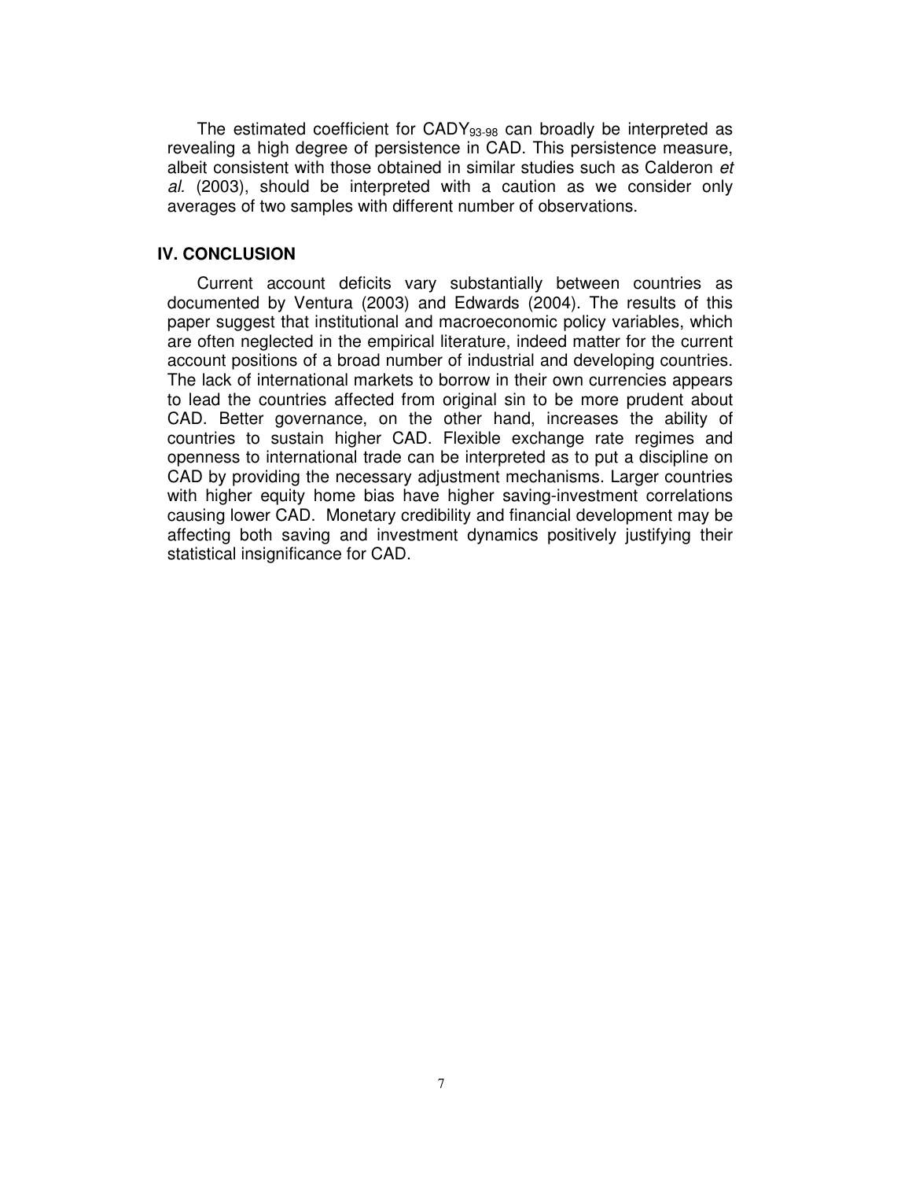The estimated coefficient for $CADY_{93\text{-}98}$ can broadly be interpreted as revealing a high degree of persistence in CAD. This persistence measure, albeit consistent with those obtained in similar studies such as Calderon *et al.* (2003), should be interpreted with a caution as we consider only averages of two samples with different number of observations.

## IV. CONCLUSION

Current account deficits vary substantially between countries as documented by Ventura (2003) and Edwards (2004). The results of this paper suggest that institutional and macroeconomic policy variables, which are often neglected in the empirical literature, indeed matter for the current account positions of a broad number of industrial and developing countries. The lack of international markets to borrow in their own currencies appears to lead the countries affected from original sin to be more prudent about CAD. Better governance, on the other hand, increases the ability of countries to sustain higher CAD. Flexible exchange rate regimes and openness to international trade can be interpreted as to put a discipline on CAD by providing the necessary adjustment mechanisms. Larger countries with higher equity home bias have higher saving-investment correlations causing lower CAD. Monetary credibility and financial development may be affecting both saving and investment dynamics positively justifying their statistical insignificance for CAD.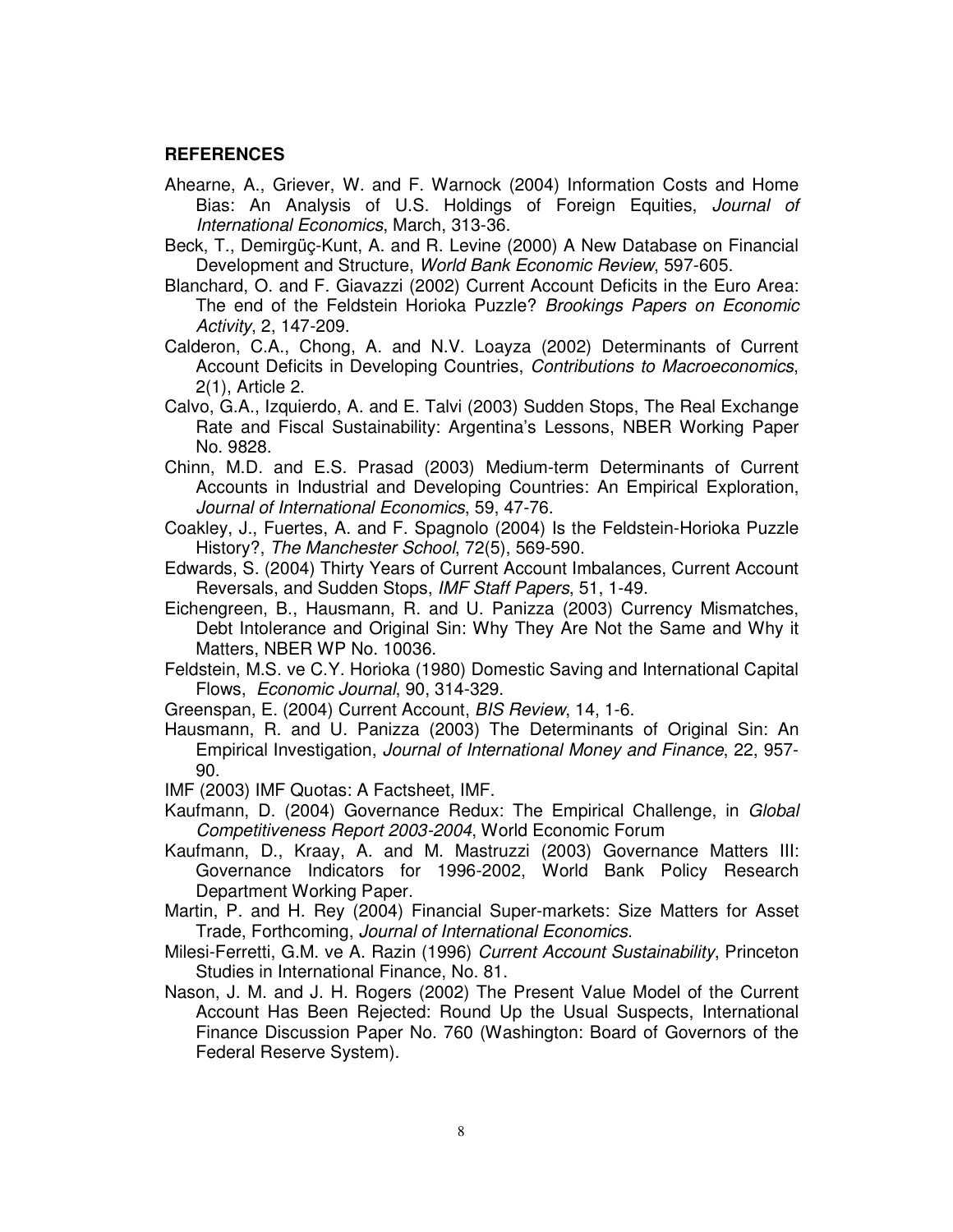**REFERENCES**

Ahearne, A., Griever, W. and F. Warnock (2004) Information Costs and Home Bias: An Analysis of U.S. Holdings of Foreign Equities, *Journal of International Economics*, March, 313-36.

Beck, T., Demirgüç-Kunt, A. and R. Levine (2000) A New Database on Financial Development and Structure, *World Bank Economic Review*, 597-605.

Blanchard, O. and F. Giavazzi (2002) Current Account Deficits in the Euro Area: The end of the Feldstein Horioka Puzzle? *Brookings Papers on Economic Activity*, 2, 147-209.

Calderon, C.A., Chong, A. and N.V. Loayza (2002) Determinants of Current Account Deficits in Developing Countries, *Contributions to Macroeconomics*, 2(1), Article 2.

Calvo, G.A., Izquierdo, A. and E. Talvi (2003) Sudden Stops, The Real Exchange Rate and Fiscal Sustainability: Argentina's Lessons, NBER Working Paper No. 9828.

Chinn, M.D. and E.S. Prasad (2003) Medium-term Determinants of Current Accounts in Industrial and Developing Countries: An Empirical Exploration, *Journal of International Economics*, 59, 47-76.

Coakley, J., Fuertes, A. and F. Spagnolo (2004) Is the Feldstein-Horioka Puzzle History?, *The Manchester School*, 72(5), 569-590.

Edwards, S. (2004) Thirty Years of Current Account Imbalances, Current Account Reversals, and Sudden Stops, *IMF Staff Papers*, 51, 1-49.

Eichengreen, B., Hausmann, R. and U. Panizza (2003) Currency Mismatches, Debt Intolerance and Original Sin: Why They Are Not the Same and Why it Matters, NBER WP No. 10036.

Feldstein, M.S. ve C.Y. Horioka (1980) Domestic Saving and International Capital Flows, *Economic Journal*, 90, 314-329.

Greenspan, E. (2004) Current Account, *BIS Review*, 14, 1-6.

Hausmann, R. and U. Panizza (2003) The Determinants of Original Sin: An Empirical Investigation, *Journal of International Money and Finance*, 22, 957-90.

IMF (2003) IMF Quotas: A Factsheet, IMF.

Kaufmann, D. (2004) Governance Redux: The Empirical Challenge, in *Global Competitiveness Report 2003-2004*, World Economic Forum

Kaufmann, D., Kraay, A. and M. Mastruzzi (2003) Governance Matters III: Governance Indicators for 1996-2002, World Bank Policy Research Department Working Paper.

Martin, P. and H. Rey (2004) Financial Super-markets: Size Matters for Asset Trade, Forthcoming, *Journal of International Economics.*

Milesi-Ferretti, G.M. ve A. Razin (1996) *Current Account Sustainability*, Princeton Studies in International Finance, No. 81.

Nason, J. M. and J. H. Rogers (2002) The Present Value Model of the Current Account Has Been Rejected: Round Up the Usual Suspects, International Finance Discussion Paper No. 760 (Washington: Board of Governors of the Federal Reserve System).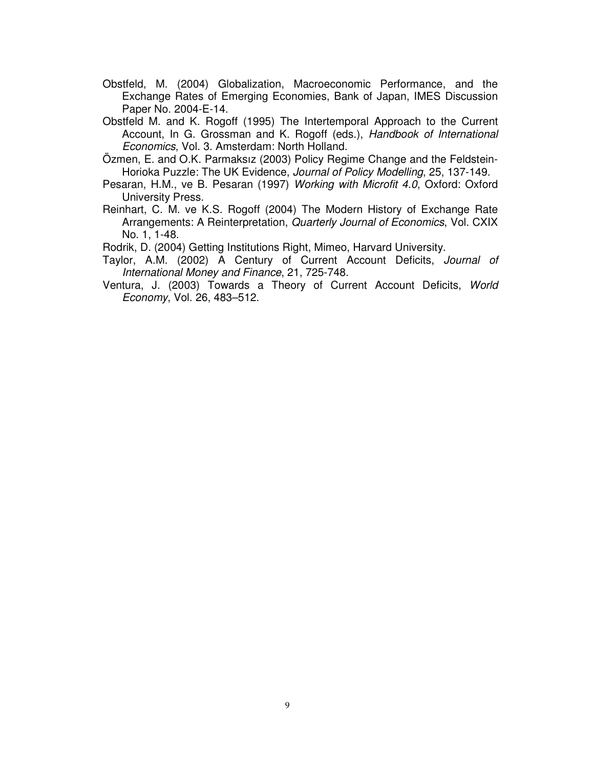Obstfeld, M. (2004) Globalization, Macroeconomic Performance, and the Exchange Rates of Emerging Economies, Bank of Japan, IMES Discussion Paper No. 2004-E-14.

Obstfeld M. and K. Rogoff (1995) The Intertemporal Approach to the Current Account, In G. Grossman and K. Rogoff (eds.), *Handbook of International Economics*, Vol. 3. Amsterdam: North Holland.

Özmen, E. and O.K. Parmaksız (2003) Policy Regime Change and the Feldstein-Horioka Puzzle: The UK Evidence, *Journal of Policy Modelling*, 25, 137-149.

Pesaran, H.M., ve B. Pesaran (1997) *Working with Microfit 4.0*, Oxford: Oxford University Press.

Reinhart, C. M. ve K.S. Rogoff (2004) The Modern History of Exchange Rate Arrangements: A Reinterpretation, *Quarterly Journal of Economics*, Vol. CXIX No. 1, 1-48.

Rodrik, D. (2004) Getting Institutions Right, Mimeo, Harvard University.

Taylor, A.M. (2002) A Century of Current Account Deficits, *Journal of International Money and Finance*, 21, 725-748.

Ventura, J. (2003) Towards a Theory of Current Account Deficits, *World Economy*, Vol. 26, 483–512.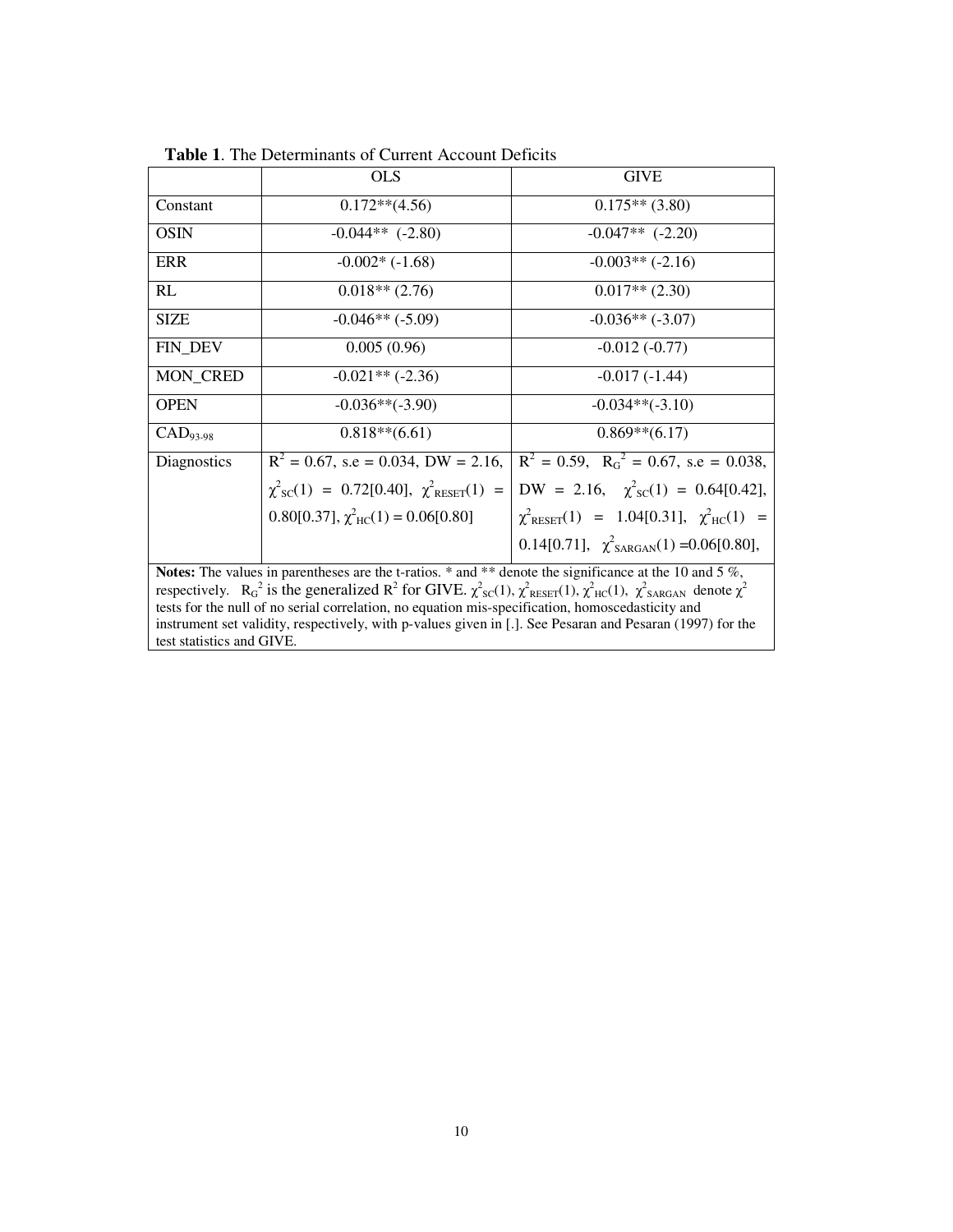**Table 1**. The Determinants of Current Account Deficits

| | OLS | GIVE |
|---|---|---|
| Constant | 0.172**(4.56) | 0.175** (3.80) |
| OSIN | -0.044** (-2.80) | -0.047** (-2.20) |
| ERR | -0.002* (-1.68) | -0.003** (-2.16) |
| RL | 0.018** (2.76) | 0.017** (2.30) |
| SIZE | -0.046** (-5.09) | -0.036** (-3.07) |
| FIN_DEV | 0.005 (0.96) | -0.012 (-0.77) |
| MON_CRED | -0.021** (-2.36) | -0.017 (-1.44) |
| OPEN | -0.036**(-3.90) | -0.034**(-3.10) |
| $CAD_{93\text{-}98}$ | 0.818**(6.61) | 0.869**(6.17) |
| Diagnostics | $R^2$ = 0.67, s.e = 0.034, DW = 2.16, $\chi^2_{SC}(1)$ = 0.72[0.40], $\chi^2_{RESET}(1)$ = 0.80[0.37], $\chi^2_{HC}(1)$ = 0.06[0.80] | $R^2$ = 0.59, $R_G^2$ = 0.67, s.e = 0.038, DW = 2.16, $\chi^2_{SC}(1)$ = 0.64[0.42], $\chi^2_{RESET}(1)$ = 1.04[0.31], $\chi^2_{HC}(1)$ = 0.14[0.71], $\chi^2_{SARGAN}(1)$ =0.06[0.80], |

**Notes:** The values in parentheses are the t-ratios. * and ** denote the significance at the 10 and 5 %, respectively. $R_G^2$ is the generalized $R^2$ for GIVE. $\chi^2_{SC}(1)$, $\chi^2_{RESET}(1)$, $\chi^2_{HC}(1)$, $\chi^2_{SARGAN}$ denote $\chi^2$ tests for the null of no serial correlation, no equation mis-specification, homoscedasticity and instrument set validity, respectively, with p-values given in [.]. See Pesaran and Pesaran (1997) for the test statistics and GIVE.